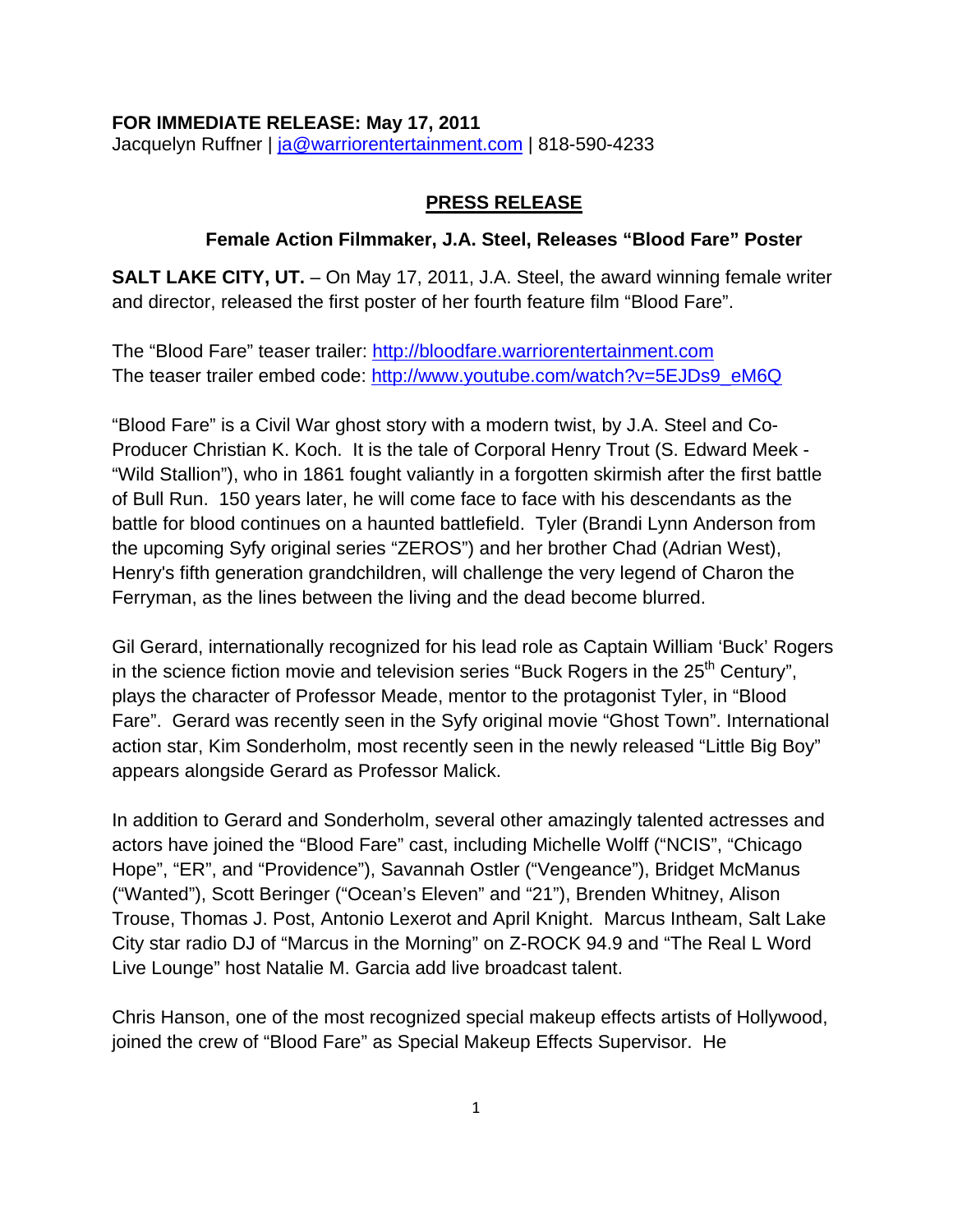**FOR IMMEDIATE RELEASE: May 17, 2011**
Jacquelyn Ruffner | ja@warriorentertainment.com | 818-590-4233

## PRESS RELEASE

### Female Action Filmmaker, J.A. Steel, Releases "Blood Fare" Poster

**SALT LAKE CITY, UT.** – On May 17, 2011, J.A. Steel, the award winning female writer and director, released the first poster of her fourth feature film "Blood Fare".

The "Blood Fare" teaser trailer: http://bloodfare.warriorentertainment.com
The teaser trailer embed code: http://www.youtube.com/watch?v=5EJDs9_eM6Q

"Blood Fare" is a Civil War ghost story with a modern twist, by J.A. Steel and Co-Producer Christian K. Koch. It is the tale of Corporal Henry Trout (S. Edward Meek - "Wild Stallion"), who in 1861 fought valiantly in a forgotten skirmish after the first battle of Bull Run. 150 years later, he will come face to face with his descendants as the battle for blood continues on a haunted battlefield. Tyler (Brandi Lynn Anderson from the upcoming Syfy original series "ZEROS") and her brother Chad (Adrian West), Henry's fifth generation grandchildren, will challenge the very legend of Charon the Ferryman, as the lines between the living and the dead become blurred.

Gil Gerard, internationally recognized for his lead role as Captain William 'Buck' Rogers in the science fiction movie and television series "Buck Rogers in the 25th Century", plays the character of Professor Meade, mentor to the protagonist Tyler, in "Blood Fare". Gerard was recently seen in the Syfy original movie "Ghost Town". International action star, Kim Sonderholm, most recently seen in the newly released "Little Big Boy" appears alongside Gerard as Professor Malick.

In addition to Gerard and Sonderholm, several other amazingly talented actresses and actors have joined the "Blood Fare" cast, including Michelle Wolff ("NCIS", "Chicago Hope", "ER", and "Providence"), Savannah Ostler ("Vengeance"), Bridget McManus ("Wanted"), Scott Beringer ("Ocean's Eleven" and "21"), Brenden Whitney, Alison Trouse, Thomas J. Post, Antonio Lexerot and April Knight. Marcus Intheam, Salt Lake City star radio DJ of "Marcus in the Morning" on Z-ROCK 94.9 and "The Real L Word Live Lounge" host Natalie M. Garcia add live broadcast talent.

Chris Hanson, one of the most recognized special makeup effects artists of Hollywood, joined the crew of "Blood Fare" as Special Makeup Effects Supervisor. He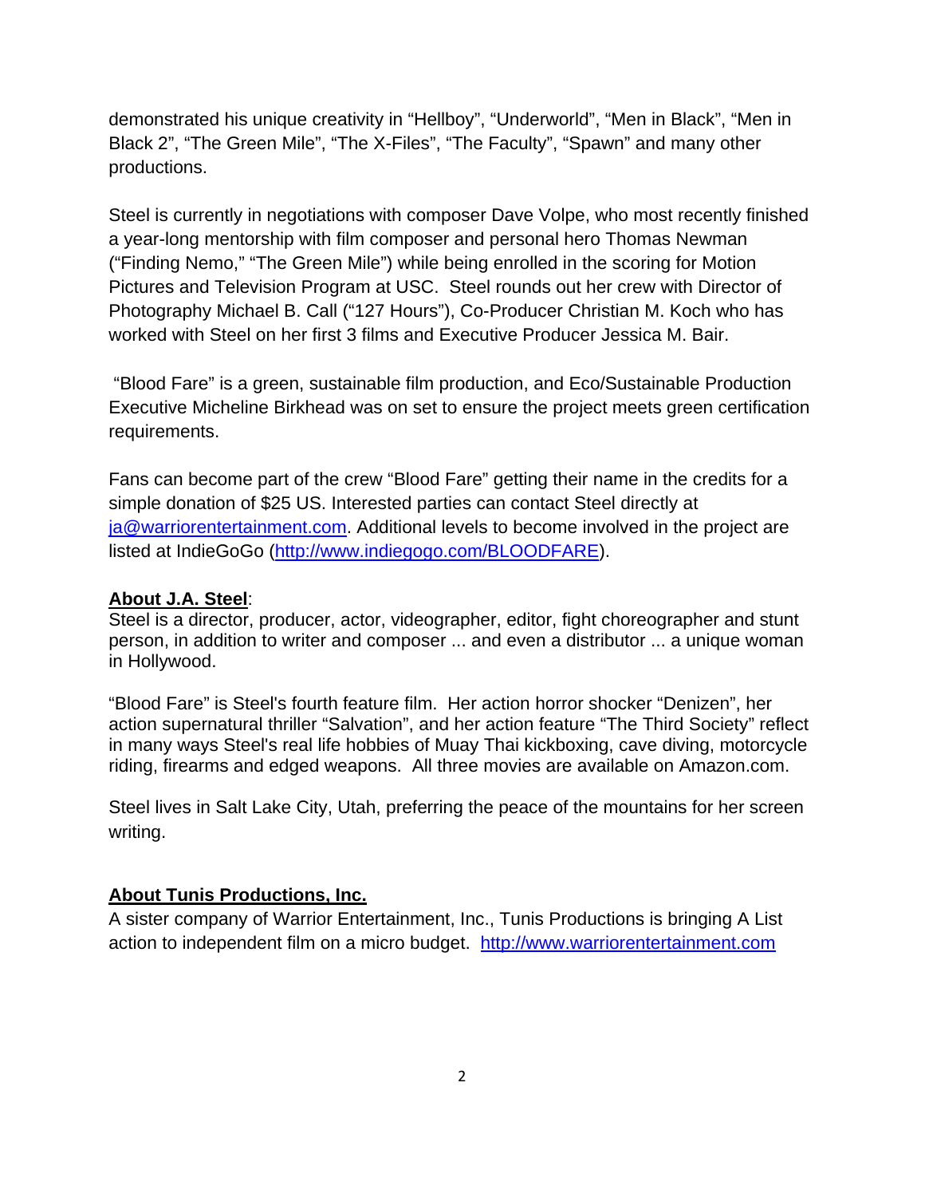demonstrated his unique creativity in "Hellboy", "Underworld", "Men in Black", "Men in Black 2", "The Green Mile", "The X-Files", "The Faculty", "Spawn" and many other productions.

Steel is currently in negotiations with composer Dave Volpe, who most recently finished a year-long mentorship with film composer and personal hero Thomas Newman ("Finding Nemo," "The Green Mile") while being enrolled in the scoring for Motion Pictures and Television Program at USC. Steel rounds out her crew with Director of Photography Michael B. Call ("127 Hours"), Co-Producer Christian M. Koch who has worked with Steel on her first 3 films and Executive Producer Jessica M. Bair.

"Blood Fare" is a green, sustainable film production, and Eco/Sustainable Production Executive Micheline Birkhead was on set to ensure the project meets green certification requirements.

Fans can become part of the crew "Blood Fare" getting their name in the credits for a simple donation of $25 US. Interested parties can contact Steel directly at ja@warriorentertainment.com. Additional levels to become involved in the project are listed at IndieGoGo (http://www.indiegogo.com/BLOODFARE).

**About J.A. Steel**:
Steel is a director, producer, actor, videographer, editor, fight choreographer and stunt person, in addition to writer and composer ... and even a distributor ... a unique woman in Hollywood.

"Blood Fare" is Steel's fourth feature film. Her action horror shocker "Denizen", her action supernatural thriller "Salvation", and her action feature "The Third Society" reflect in many ways Steel's real life hobbies of Muay Thai kickboxing, cave diving, motorcycle riding, firearms and edged weapons. All three movies are available on Amazon.com.

Steel lives in Salt Lake City, Utah, preferring the peace of the mountains for her screen writing.

**About Tunis Productions, Inc.**
A sister company of Warrior Entertainment, Inc., Tunis Productions is bringing A List action to independent film on a micro budget. http://www.warriorentertainment.com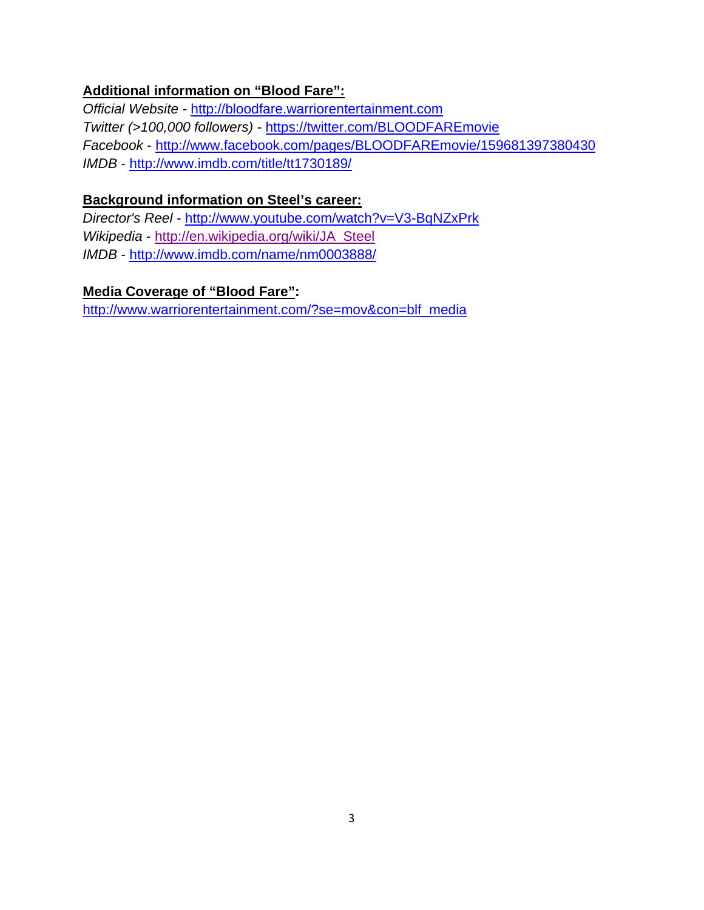**Additional information on "Blood Fare":**

*Official Website* - http://bloodfare.warriorentertainment.com
*Twitter (>100,000 followers)* - https://twitter.com/BLOODFAREmovie
*Facebook* - http://www.facebook.com/pages/BLOODFAREmovie/159681397380430
*IMDB* - http://www.imdb.com/title/tt1730189/

**Background information on Steel's career:**

*Director's Reel* - http://www.youtube.com/watch?v=V3-BqNZxPrk
*Wikipedia* - http://en.wikipedia.org/wiki/JA_Steel
*IMDB* - http://www.imdb.com/name/nm0003888/

**Media Coverage of "Blood Fare":**

http://www.warriorentertainment.com/?se=mov&con=blf_media